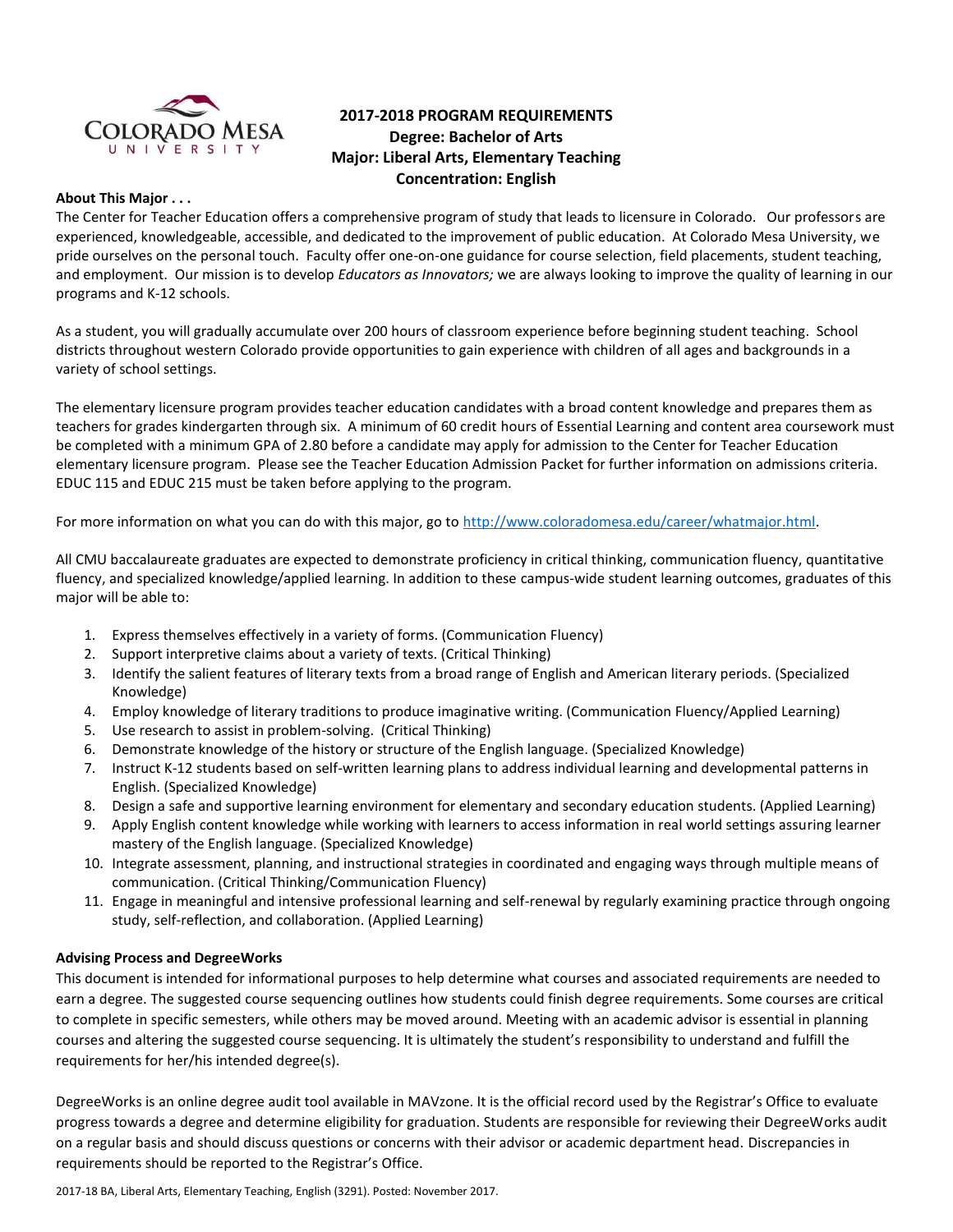# 2017-2018 PROGRAM REQUIREMENTS
## Degree: Bachelor of Arts
## Major: Liberal Arts, Elementary Teaching
## Concentration: English

**About This Major . . .**

The Center for Teacher Education offers a comprehensive program of study that leads to licensure in Colorado. Our professors are experienced, knowledgeable, accessible, and dedicated to the improvement of public education. At Colorado Mesa University, we pride ourselves on the personal touch. Faculty offer one-on-one guidance for course selection, field placements, student teaching, and employment. Our mission is to develop *Educators as Innovators;* we are always looking to improve the quality of learning in our programs and K-12 schools.

As a student, you will gradually accumulate over 200 hours of classroom experience before beginning student teaching. School districts throughout western Colorado provide opportunities to gain experience with children of all ages and backgrounds in a variety of school settings.

The elementary licensure program provides teacher education candidates with a broad content knowledge and prepares them as teachers for grades kindergarten through six. A minimum of 60 credit hours of Essential Learning and content area coursework must be completed with a minimum GPA of 2.80 before a candidate may apply for admission to the Center for Teacher Education elementary licensure program. Please see the Teacher Education Admission Packet for further information on admissions criteria. EDUC 115 and EDUC 215 must be taken before applying to the program.

For more information on what you can do with this major, go to http://www.coloradomesa.edu/career/whatmajor.html.

All CMU baccalaureate graduates are expected to demonstrate proficiency in critical thinking, communication fluency, quantitative fluency, and specialized knowledge/applied learning. In addition to these campus-wide student learning outcomes, graduates of this major will be able to:

1. Express themselves effectively in a variety of forms. (Communication Fluency)
2. Support interpretive claims about a variety of texts. (Critical Thinking)
3. Identify the salient features of literary texts from a broad range of English and American literary periods. (Specialized Knowledge)
4. Employ knowledge of literary traditions to produce imaginative writing. (Communication Fluency/Applied Learning)
5. Use research to assist in problem-solving. (Critical Thinking)
6. Demonstrate knowledge of the history or structure of the English language. (Specialized Knowledge)
7. Instruct K-12 students based on self-written learning plans to address individual learning and developmental patterns in English. (Specialized Knowledge)
8. Design a safe and supportive learning environment for elementary and secondary education students. (Applied Learning)
9. Apply English content knowledge while working with learners to access information in real world settings assuring learner mastery of the English language. (Specialized Knowledge)
10. Integrate assessment, planning, and instructional strategies in coordinated and engaging ways through multiple means of communication. (Critical Thinking/Communication Fluency)
11. Engage in meaningful and intensive professional learning and self-renewal by regularly examining practice through ongoing study, self-reflection, and collaboration. (Applied Learning)

**Advising Process and DegreeWorks**

This document is intended for informational purposes to help determine what courses and associated requirements are needed to earn a degree. The suggested course sequencing outlines how students could finish degree requirements. Some courses are critical to complete in specific semesters, while others may be moved around. Meeting with an academic advisor is essential in planning courses and altering the suggested course sequencing. It is ultimately the student's responsibility to understand and fulfill the requirements for her/his intended degree(s).

DegreeWorks is an online degree audit tool available in MAVzone. It is the official record used by the Registrar's Office to evaluate progress towards a degree and determine eligibility for graduation. Students are responsible for reviewing their DegreeWorks audit on a regular basis and should discuss questions or concerns with their advisor or academic department head. Discrepancies in requirements should be reported to the Registrar's Office.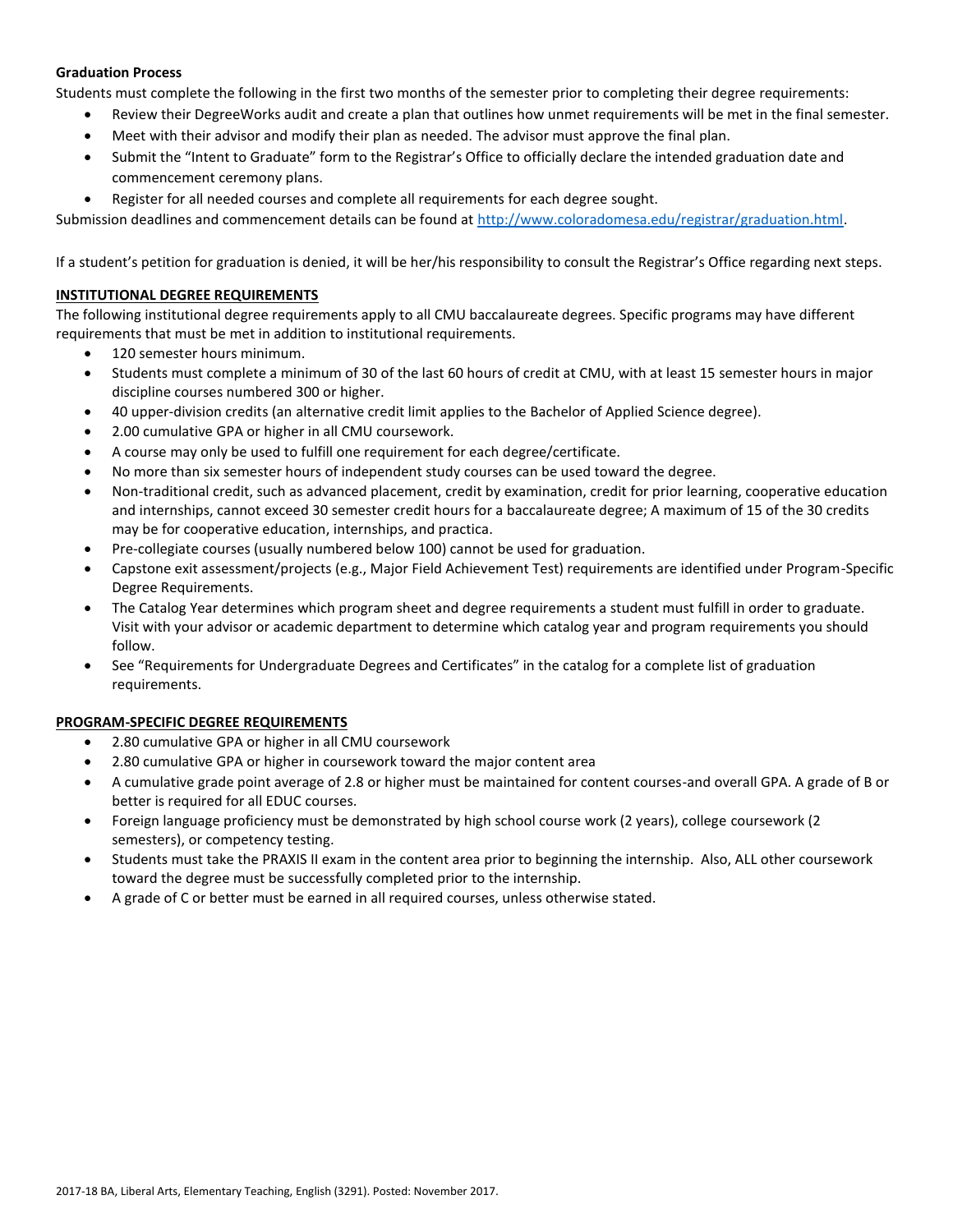**Graduation Process**

Students must complete the following in the first two months of the semester prior to completing their degree requirements:

- Review their DegreeWorks audit and create a plan that outlines how unmet requirements will be met in the final semester.
- Meet with their advisor and modify their plan as needed. The advisor must approve the final plan.
- Submit the "Intent to Graduate" form to the Registrar's Office to officially declare the intended graduation date and commencement ceremony plans.
- Register for all needed courses and complete all requirements for each degree sought.

Submission deadlines and commencement details can be found at [http://www.coloradomesa.edu/registrar/graduation.html](http://www.coloradomesa.edu/registrar/graduation.html).

If a student's petition for graduation is denied, it will be her/his responsibility to consult the Registrar's Office regarding next steps.

**INSTITUTIONAL DEGREE REQUIREMENTS**

The following institutional degree requirements apply to all CMU baccalaureate degrees. Specific programs may have different requirements that must be met in addition to institutional requirements.

- 120 semester hours minimum.
- Students must complete a minimum of 30 of the last 60 hours of credit at CMU, with at least 15 semester hours in major discipline courses numbered 300 or higher.
- 40 upper-division credits (an alternative credit limit applies to the Bachelor of Applied Science degree).
- 2.00 cumulative GPA or higher in all CMU coursework.
- A course may only be used to fulfill one requirement for each degree/certificate.
- No more than six semester hours of independent study courses can be used toward the degree.
- Non-traditional credit, such as advanced placement, credit by examination, credit for prior learning, cooperative education and internships, cannot exceed 30 semester credit hours for a baccalaureate degree; A maximum of 15 of the 30 credits may be for cooperative education, internships, and practica.
- Pre-collegiate courses (usually numbered below 100) cannot be used for graduation.
- Capstone exit assessment/projects (e.g., Major Field Achievement Test) requirements are identified under Program-Specific Degree Requirements.
- The Catalog Year determines which program sheet and degree requirements a student must fulfill in order to graduate. Visit with your advisor or academic department to determine which catalog year and program requirements you should follow.
- See "Requirements for Undergraduate Degrees and Certificates" in the catalog for a complete list of graduation requirements.

**PROGRAM-SPECIFIC DEGREE REQUIREMENTS**

- 2.80 cumulative GPA or higher in all CMU coursework
- 2.80 cumulative GPA or higher in coursework toward the major content area
- A cumulative grade point average of 2.8 or higher must be maintained for content courses-and overall GPA. A grade of B or better is required for all EDUC courses.
- Foreign language proficiency must be demonstrated by high school course work (2 years), college coursework (2 semesters), or competency testing.
- Students must take the PRAXIS II exam in the content area prior to beginning the internship. Also, ALL other coursework toward the degree must be successfully completed prior to the internship.
- A grade of C or better must be earned in all required courses, unless otherwise stated.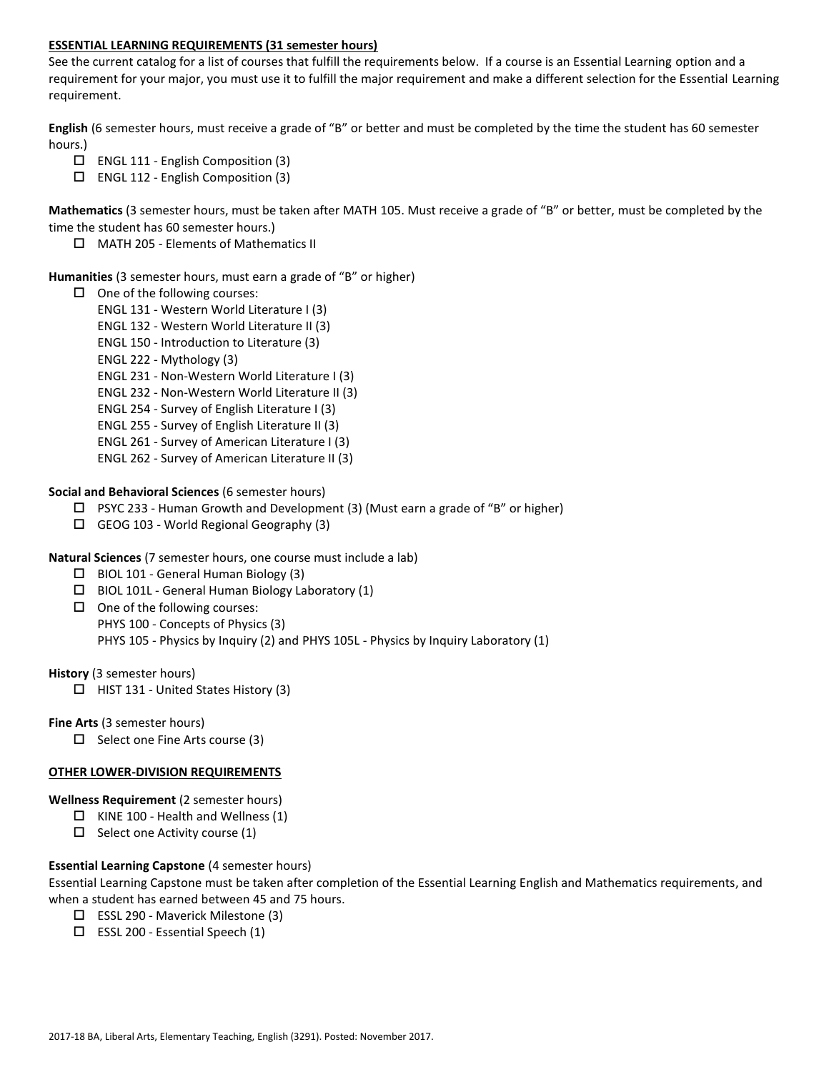**ESSENTIAL LEARNING REQUIREMENTS (31 semester hours)**

See the current catalog for a list of courses that fulfill the requirements below. If a course is an Essential Learning option and a requirement for your major, you must use it to fulfill the major requirement and make a different selection for the Essential Learning requirement.

**English** (6 semester hours, must receive a grade of "B" or better and must be completed by the time the student has 60 semester hours.)

- ☐ ENGL 111 - English Composition (3)
- ☐ ENGL 112 - English Composition (3)

**Mathematics** (3 semester hours, must be taken after MATH 105. Must receive a grade of "B" or better, must be completed by the time the student has 60 semester hours.)

- ☐ MATH 205 - Elements of Mathematics II

**Humanities** (3 semester hours, must earn a grade of "B" or higher)

- ☐ One of the following courses:
  - ENGL 131 - Western World Literature I (3)
  - ENGL 132 - Western World Literature II (3)
  - ENGL 150 - Introduction to Literature (3)
  - ENGL 222 - Mythology (3)
  - ENGL 231 - Non-Western World Literature I (3)
  - ENGL 232 - Non-Western World Literature II (3)
  - ENGL 254 - Survey of English Literature I (3)
  - ENGL 255 - Survey of English Literature II (3)
  - ENGL 261 - Survey of American Literature I (3)
  - ENGL 262 - Survey of American Literature II (3)

**Social and Behavioral Sciences** (6 semester hours)

- ☐ PSYC 233 - Human Growth and Development (3) (Must earn a grade of "B" or higher)
- ☐ GEOG 103 - World Regional Geography (3)

**Natural Sciences** (7 semester hours, one course must include a lab)

- ☐ BIOL 101 - General Human Biology (3)
- ☐ BIOL 101L - General Human Biology Laboratory (1)
- ☐ One of the following courses:
  - PHYS 100 - Concepts of Physics (3)
  - PHYS 105 - Physics by Inquiry (2) and PHYS 105L - Physics by Inquiry Laboratory (1)

**History** (3 semester hours)

- ☐ HIST 131 - United States History (3)

**Fine Arts** (3 semester hours)

- ☐ Select one Fine Arts course (3)

**OTHER LOWER-DIVISION REQUIREMENTS**

**Wellness Requirement** (2 semester hours)

- ☐ KINE 100 - Health and Wellness (1)
- ☐ Select one Activity course (1)

**Essential Learning Capstone** (4 semester hours)

Essential Learning Capstone must be taken after completion of the Essential Learning English and Mathematics requirements, and when a student has earned between 45 and 75 hours.

- ☐ ESSL 290 - Maverick Milestone (3)
- ☐ ESSL 200 - Essential Speech (1)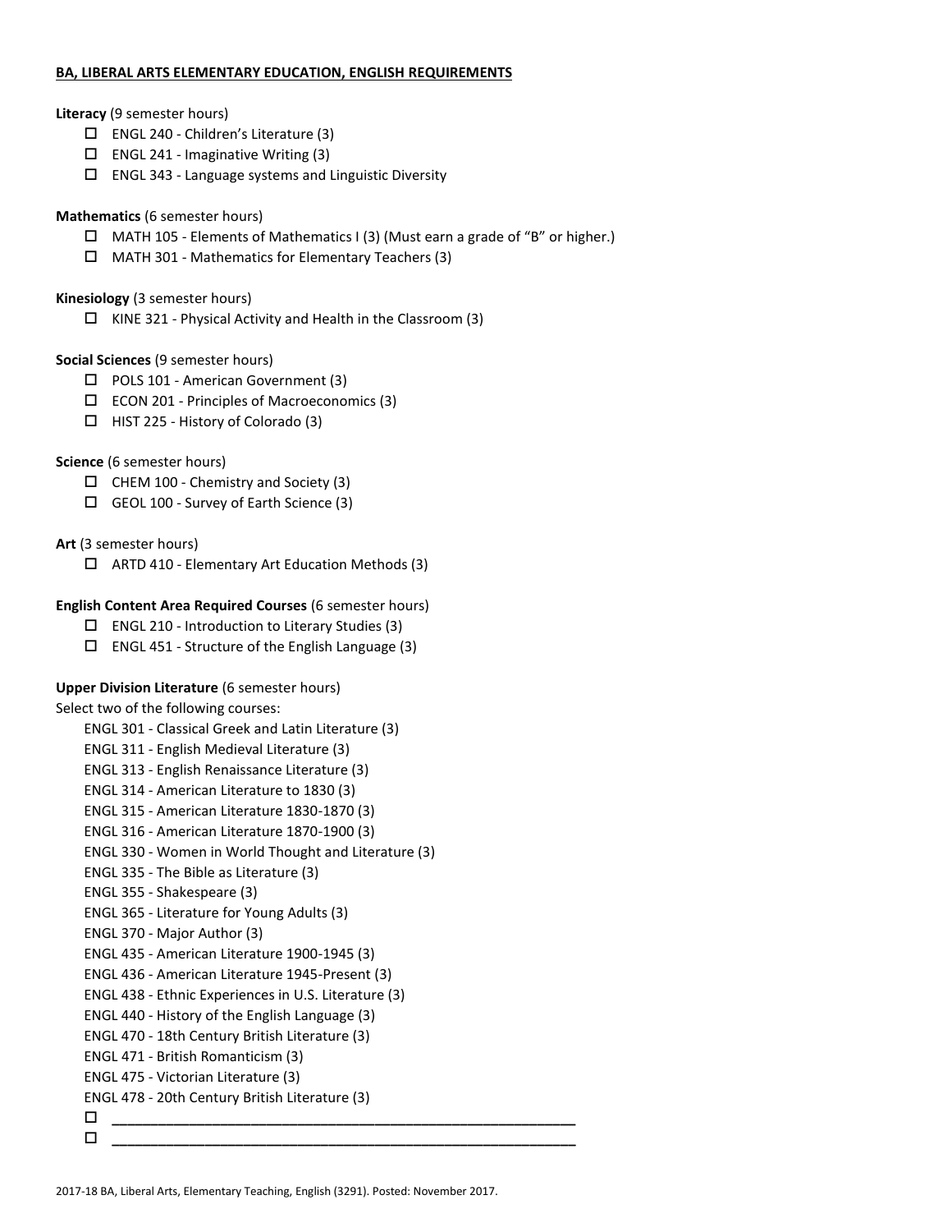## BA, LIBERAL ARTS ELEMENTARY EDUCATION, ENGLISH REQUIREMENTS

**Literacy** (9 semester hours)

- ☐ ENGL 240 - Children's Literature (3)
- ☐ ENGL 241 - Imaginative Writing (3)
- ☐ ENGL 343 - Language systems and Linguistic Diversity

**Mathematics** (6 semester hours)

- ☐ MATH 105 - Elements of Mathematics I (3) (Must earn a grade of "B" or higher.)
- ☐ MATH 301 - Mathematics for Elementary Teachers (3)

**Kinesiology** (3 semester hours)

- ☐ KINE 321 - Physical Activity and Health in the Classroom (3)

**Social Sciences** (9 semester hours)

- ☐ POLS 101 - American Government (3)
- ☐ ECON 201 - Principles of Macroeconomics (3)
- ☐ HIST 225 - History of Colorado (3)

**Science** (6 semester hours)

- ☐ CHEM 100 - Chemistry and Society (3)
- ☐ GEOL 100 - Survey of Earth Science (3)

**Art** (3 semester hours)

- ☐ ARTD 410 - Elementary Art Education Methods (3)

**English Content Area Required Courses** (6 semester hours)

- ☐ ENGL 210 - Introduction to Literary Studies (3)
- ☐ ENGL 451 - Structure of the English Language (3)

**Upper Division Literature** (6 semester hours)

Select two of the following courses:

ENGL 301 - Classical Greek and Latin Literature (3)
ENGL 311 - English Medieval Literature (3)
ENGL 313 - English Renaissance Literature (3)
ENGL 314 - American Literature to 1830 (3)
ENGL 315 - American Literature 1830-1870 (3)
ENGL 316 - American Literature 1870-1900 (3)
ENGL 330 - Women in World Thought and Literature (3)
ENGL 335 - The Bible as Literature (3)
ENGL 355 - Shakespeare (3)
ENGL 365 - Literature for Young Adults (3)
ENGL 370 - Major Author (3)
ENGL 435 - American Literature 1900-1945 (3)
ENGL 436 - American Literature 1945-Present (3)
ENGL 438 - Ethnic Experiences in U.S. Literature (3)
ENGL 440 - History of the English Language (3)
ENGL 470 - 18th Century British Literature (3)
ENGL 471 - British Romanticism (3)
ENGL 475 - Victorian Literature (3)
ENGL 478 - 20th Century British Literature (3)

- ☐ ____________________________________________
- ☐ ____________________________________________

2017-18 BA, Liberal Arts, Elementary Teaching, English (3291). Posted: November 2017.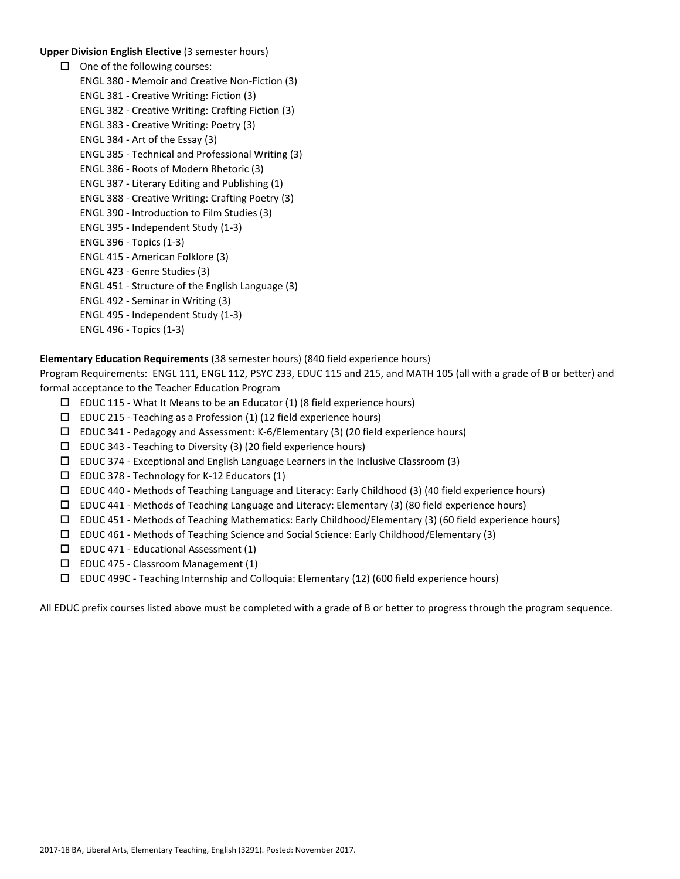**Upper Division English Elective** (3 semester hours)

- ☐ One of the following courses:
  - ENGL 380 - Memoir and Creative Non-Fiction (3)
  - ENGL 381 - Creative Writing: Fiction (3)
  - ENGL 382 - Creative Writing: Crafting Fiction (3)
  - ENGL 383 - Creative Writing: Poetry (3)
  - ENGL 384 - Art of the Essay (3)
  - ENGL 385 - Technical and Professional Writing (3)
  - ENGL 386 - Roots of Modern Rhetoric (3)
  - ENGL 387 - Literary Editing and Publishing (1)
  - ENGL 388 - Creative Writing: Crafting Poetry (3)
  - ENGL 390 - Introduction to Film Studies (3)
  - ENGL 395 - Independent Study (1-3)
  - ENGL 396 - Topics (1-3)
  - ENGL 415 - American Folklore (3)
  - ENGL 423 - Genre Studies (3)
  - ENGL 451 - Structure of the English Language (3)
  - ENGL 492 - Seminar in Writing (3)
  - ENGL 495 - Independent Study (1-3)
  - ENGL 496 - Topics (1-3)

**Elementary Education Requirements** (38 semester hours) (840 field experience hours)

Program Requirements: ENGL 111, ENGL 112, PSYC 233, EDUC 115 and 215, and MATH 105 (all with a grade of B or better) and formal acceptance to the Teacher Education Program

- ☐ EDUC 115 - What It Means to be an Educator (1) (8 field experience hours)
- ☐ EDUC 215 - Teaching as a Profession (1) (12 field experience hours)
- ☐ EDUC 341 - Pedagogy and Assessment: K-6/Elementary (3) (20 field experience hours)
- ☐ EDUC 343 - Teaching to Diversity (3) (20 field experience hours)
- ☐ EDUC 374 - Exceptional and English Language Learners in the Inclusive Classroom (3)
- ☐ EDUC 378 - Technology for K-12 Educators (1)
- ☐ EDUC 440 - Methods of Teaching Language and Literacy: Early Childhood (3) (40 field experience hours)
- ☐ EDUC 441 - Methods of Teaching Language and Literacy: Elementary (3) (80 field experience hours)
- ☐ EDUC 451 - Methods of Teaching Mathematics: Early Childhood/Elementary (3) (60 field experience hours)
- ☐ EDUC 461 - Methods of Teaching Science and Social Science: Early Childhood/Elementary (3)
- ☐ EDUC 471 - Educational Assessment (1)
- ☐ EDUC 475 - Classroom Management (1)
- ☐ EDUC 499C - Teaching Internship and Colloquia: Elementary (12) (600 field experience hours)

All EDUC prefix courses listed above must be completed with a grade of B or better to progress through the program sequence.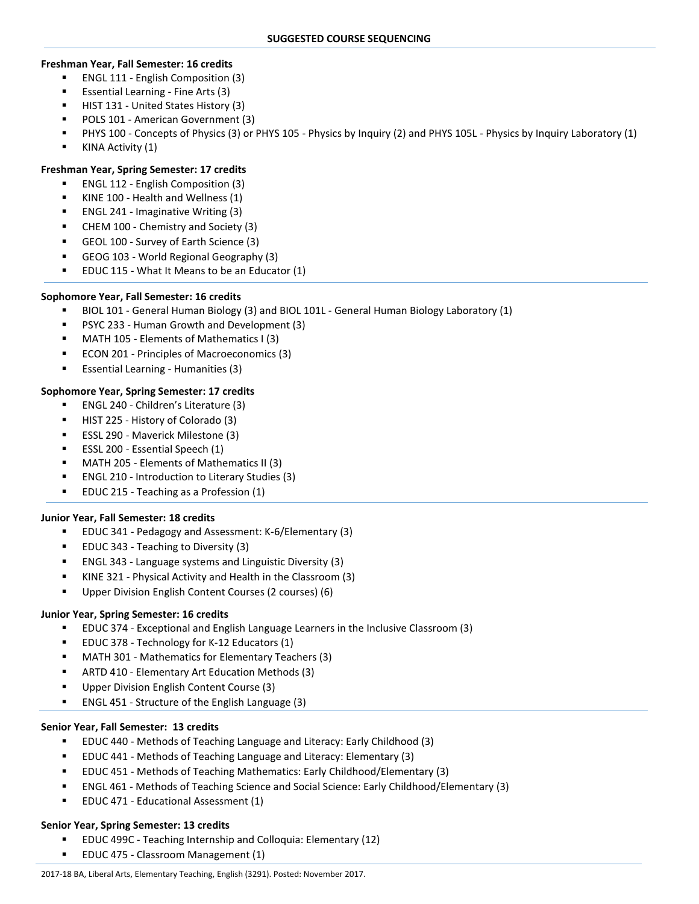## SUGGESTED COURSE SEQUENCING

**Freshman Year, Fall Semester: 16 credits**

- ENGL 111 - English Composition (3)
- Essential Learning - Fine Arts (3)
- HIST 131 - United States History (3)
- POLS 101 - American Government (3)
- PHYS 100 - Concepts of Physics (3) or PHYS 105 - Physics by Inquiry (2) and PHYS 105L - Physics by Inquiry Laboratory (1)
- KINA Activity (1)

**Freshman Year, Spring Semester: 17 credits**

- ENGL 112 - English Composition (3)
- KINE 100 - Health and Wellness (1)
- ENGL 241 - Imaginative Writing (3)
- CHEM 100 - Chemistry and Society (3)
- GEOL 100 - Survey of Earth Science (3)
- GEOG 103 - World Regional Geography (3)
- EDUC 115 - What It Means to be an Educator (1)

**Sophomore Year, Fall Semester: 16 credits**

- BIOL 101 - General Human Biology (3) and BIOL 101L - General Human Biology Laboratory (1)
- PSYC 233 - Human Growth and Development (3)
- MATH 105 - Elements of Mathematics I (3)
- ECON 201 - Principles of Macroeconomics (3)
- Essential Learning - Humanities (3)

**Sophomore Year, Spring Semester: 17 credits**

- ENGL 240 - Children's Literature (3)
- HIST 225 - History of Colorado (3)
- ESSL 290 - Maverick Milestone (3)
- ESSL 200 - Essential Speech (1)
- MATH 205 - Elements of Mathematics II (3)
- ENGL 210 - Introduction to Literary Studies (3)
- EDUC 215 - Teaching as a Profession (1)

**Junior Year, Fall Semester: 18 credits**

- EDUC 341 - Pedagogy and Assessment: K-6/Elementary (3)
- EDUC 343 - Teaching to Diversity (3)
- ENGL 343 - Language systems and Linguistic Diversity (3)
- KINE 321 - Physical Activity and Health in the Classroom (3)
- Upper Division English Content Courses (2 courses) (6)

**Junior Year, Spring Semester: 16 credits**

- EDUC 374 - Exceptional and English Language Learners in the Inclusive Classroom (3)
- EDUC 378 - Technology for K-12 Educators (1)
- MATH 301 - Mathematics for Elementary Teachers (3)
- ARTD 410 - Elementary Art Education Methods (3)
- Upper Division English Content Course (3)
- ENGL 451 - Structure of the English Language (3)

**Senior Year, Fall Semester: 13 credits**

- EDUC 440 - Methods of Teaching Language and Literacy: Early Childhood (3)
- EDUC 441 - Methods of Teaching Language and Literacy: Elementary (3)
- EDUC 451 - Methods of Teaching Mathematics: Early Childhood/Elementary (3)
- ENGL 461 - Methods of Teaching Science and Social Science: Early Childhood/Elementary (3)
- EDUC 471 - Educational Assessment (1)

**Senior Year, Spring Semester: 13 credits**

- EDUC 499C - Teaching Internship and Colloquia: Elementary (12)
- EDUC 475 - Classroom Management (1)

2017-18 BA, Liberal Arts, Elementary Teaching, English (3291). Posted: November 2017.